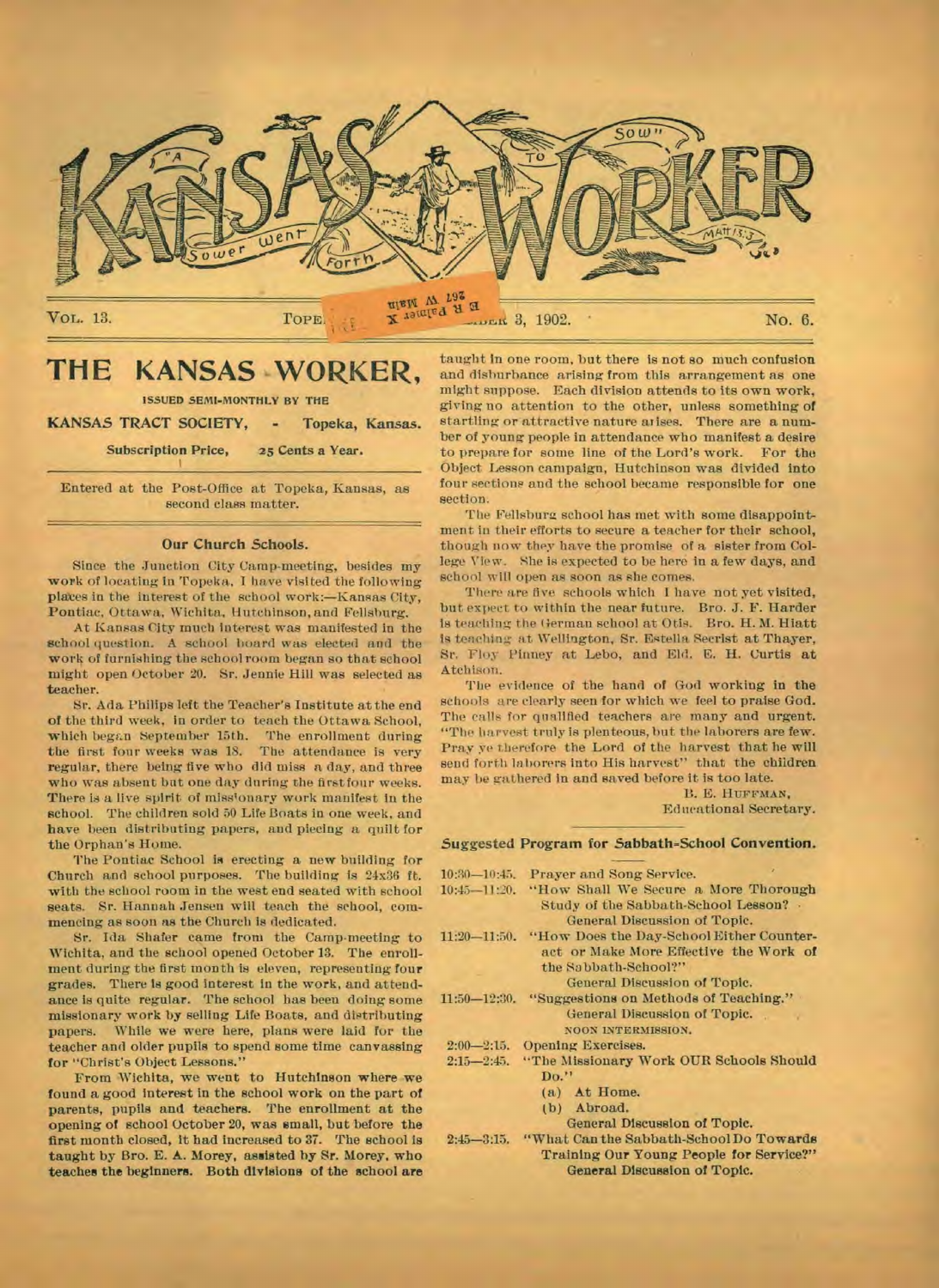# KANSAS WORKER

"A Sower went Forth to Sow" Matt. 13:3

VOL. 13. TOPEKA, ... 3, 1902. No. 6.

## THE KANSAS WORKER,

ISSUED SEMI-MONTHLY BY THE

KANSAS TRACT SOCIETY, - Topeka, Kansas.

Subscription Price, 25 Cents a Year.

Entered at the Post-Office at Topeka, Kansas, as second class matter.

### Our Church Schools.

Since the Junction City Camp-meeting, besides my work of locating in Topeka, I have visited the following places in the interest of the school work:—Kansas City, Pontiac, Ottawa, Wichita, Hutchinson, and Fellsburg.

At Kansas City much interest was manifested in the school question. A school board was elected and the work of furnishing the school room began so that school might open October 20. Sr. Jennie Hill was selected as teacher.

Sr. Ada Philips left the Teacher's Institute at the end of the third week, in order to teach the Ottawa School, which began September 15th. The enrollment during the first four weeks was 18. The attendance is very regular, there being five who did miss a day, and three who was absent but one day during the first four weeks. There is a live spirit of missionary work manifest in the school. The children sold 50 Life Boats in one week, and have been distributing papers, and piecing a quilt for the Orphan's Home.

The Pontiac School is erecting a new building for Church and school purposes. The building is 24x36 ft. with the school room in the west end seated with school seats. Sr. Hannah Jensen will teach the school, commencing as soon as the Church is dedicated.

Sr. Ida Shafer came from the Camp-meeting to Wichita, and the school opened October 13. The enrollment during the first month is eleven, representing four grades. There is good interest in the work, and attendance is quite regular. The school has been doing some missionary work by selling Life Boats, and distributing papers. While we were here, plans were laid for the teacher and older pupils to spend some time canvassing for "Christ's Object Lessons."

From Wichita, we went to Hutchinson where we found a good interest in the school work on the part of parents, pupils and teachers. The enrollment at the opening of school October 20, was small, but before the first month closed, it had increased to 37. The school is taught by Bro. E. A. Morey, assisted by Sr. Morey, who teaches the beginners. Both divisions of the school are taught in one room, but there is not so much confusion and disburbance arising from this arrangement as one might suppose. Each division attends to its own work, giving no attention to the other, unless something of startling or attractive nature arises. There are a number of young people in attendance who manifest a desire to prepare for some line of the Lord's work. For the Object Lesson campaign, Hutchinson was divided into four sections and the school became responsible for one section.

The Fellsburg school has met with some disappointment in their efforts to secure a teacher for their school, though now they have the promise of a sister from College View. She is expected to be here in a few days, and school will open as soon as she comes.

There are five schools which I have not yet visited, but expect to within the near future. Bro. J. F. Harder is teaching the German school at Otis. Bro. H. M. Hiatt is teaching at Wellington, Sr. Estella Secrist at Thayer, Sr. Floy Pinney at Lebo, and Eld. E. H. Curtis at Atchison.

The evidence of the hand of God working in the schools are clearly seen for which we feel to praise God. The calls for qualified teachers are many and urgent. "The harvest truly is plenteous, but the laborers are few. Pray ye therefore the Lord of the harvest that he will send forth laborers into His harvest" that the children may be gathered in and saved before it is too late.

B. E. HUFFMAN,
Educational Secretary.

### Suggested Program for Sabbath-School Convention.

10:30—10:45. Prayer and Song Service.

10:45—11:20. "How Shall We Secure a More Thorough Study of the Sabbath-School Lesson?
General Discussion of Topic.

11:20—11:50. "How Does the Day-School Either Counteract or Make More Effective the Work of the Sabbath-School?"
General Discussion of Topic.

11:50—12:30. "Suggestions on Methods of Teaching."
General Discussion of Topic.

NOON INTERMISSION.

2:00—2:15. Opening Exercises.

2:15—2:45. "The Missionary Work OUR Schools Should Do."
(a) At Home.
(b) Abroad.
General Discussion of Topic.

2:45—3:15. "What Can the Sabbath-School Do Towards Training Our Young People for Service?"
General Discussion of Topic.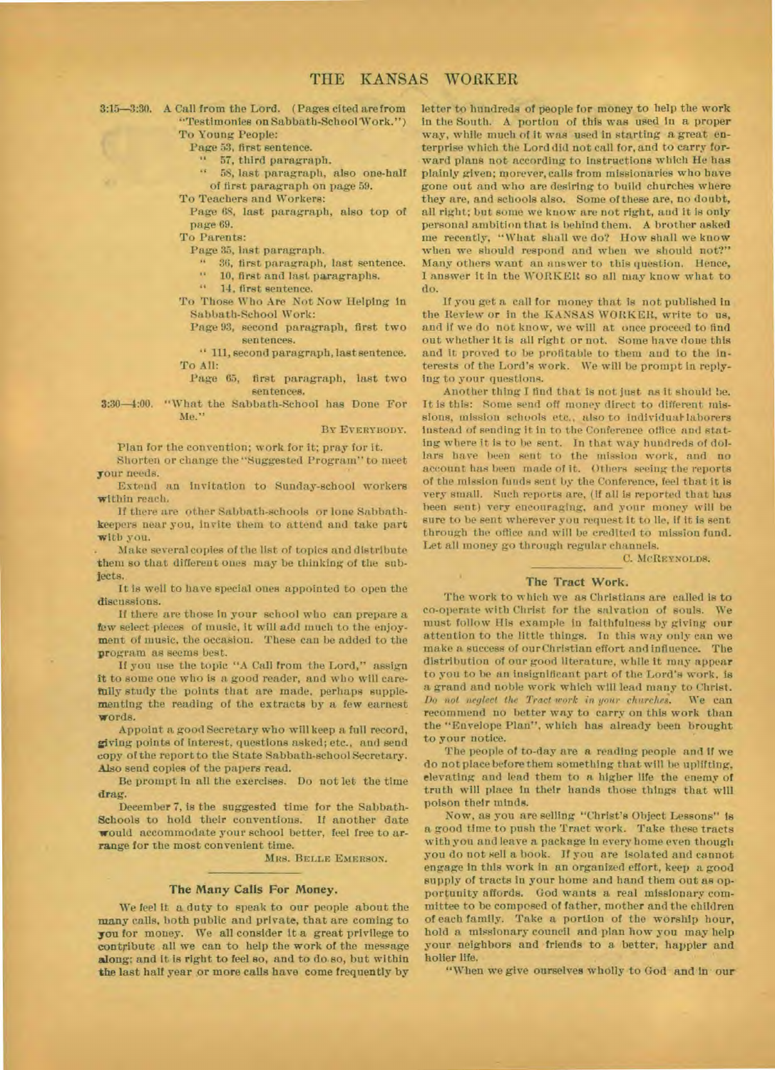3:15—3:30. A Call from the Lord. (Pages cited are from "Testimonies on Sabbath-School Work.")

To Young People:

Page 53, first sentence.

" 57, third paragraph.

" 58, last paragraph, also one-half of first paragraph on page 59.

To Teachers and Workers:

Page 68, last paragraph, also top of page 69.

To Parents:

Page 35, last paragraph.

" 36, first paragraph, last sentence.

" 10, first and last paragraphs.

" 14, first sentence.

To Those Who Are Not Now Helping in Sabbath-School Work:

Page 93, second paragraph, first two sentences.

" 111, second paragraph, last sentence.

To All:

Page 65, first paragraph, last two sentences.

3:30—4:00. "What the Sabbath-School has Done For Me."

BY EVERYBODY.

Plan for the convention; work for it; pray for it.

Shorten or change the "Suggested Program" to meet your needs.

Extend an invitation to Sunday-school workers within reach.

If there are other Sabbath-schools or lone Sabbath-keepers near you, invite them to attend and take part with you.

Make several copies of the list of topics and distribute them so that different ones may be thinking of the subjects.

It is well to have special ones appointed to open the discussions.

If there are those in your school who can prepare a few select pieces of music, it will add much to the enjoyment of music, the occasion. These can be added to the program as seems best.

If you use the topic "A Call from the Lord," assign it to some one who is a good reader, and who will carefully study the points that are made, perhaps supplementing the reading of the extracts by a few earnest words.

Appoint a good Secretary who will keep a full record, giving points of interest, questions asked; etc., and send copy of the report to the State Sabbath-school Secretary. Also send copies of the papers read.

Be prompt in all the exercises. Do not let the time drag.

December 7, is the suggested time for the Sabbath-Schools to hold their conventions. If another date would accommodate your school better, feel free to arrange for the most convenient time.

MRS. BELLE EMERSON.

## The Many Calls For Money.

We feel it a duty to speak to our people about the many calls, both public and private, that are coming to you for money. We all consider it a great privilege to contribute all we can to help the work of the message along; and it is right to feel so, and to do so, but within the last half year or more calls have come frequently by letter to hundreds of people for money to help the work in the South. A portion of this was used in a proper way, while much of it was used in starting a great enterprise which the Lord did not call for, and to carry forward plans not according to instructions which He has plainly given; morever, calls from missionaries who have gone out and who are desiring to build churches where they are, and schools also. Some of these are, no doubt, all right; but some we know are not right, and it is only personal ambition that is behind them. A brother asked me recently, "What shall we do? How shall we know when we should respond and when we should not?" Many others want an answer to this question. Hence, I answer it in the WORKER so all may know what to do.

If you get a call for money that is not published in the Review or in the KANSAS WORKER, write to us, and if we do not know, we will at once proceed to find out whether it is all right or not. Some have done this and it proved to be profitable to them and to the interests of the Lord's work. We will be prompt in replying to your questions.

Another thing I find that is not just as it should be. It is this: Some send off money direct to different missions, mission schools etc., also to individual laborers instead of sending it in to the Conference office and stating where it is to be sent. In that way hundreds of dollars have been sent to the mission work, and no account has been made of it. Others seeing the reports of the mission funds sent by the Conference, feel that it is very small. Such reports are, (if all is reported that has been sent) very encouraging, and your money will be sure to be sent wherever you request it to be, if it is sent through the office and will be credited to mission fund. Let all money go through regular channels.

C. MCREYNOLDS.

## The Tract Work.

The work to which we as Christians are called is to co-operate with Christ for the salvation of souls. We must follow His example in faithfulness by giving our attention to the little things. In this way only can we make a success of our Christian effort and influence. The distribution of our good literature, while it may appear to you to be an insignificant part of the Lord's work, is a grand and noble work which will lead many to Christ. *Do not neglect the Tract work in your churches.* We can recommend no better way to carry on this work than the "Envelope Plan", which has already been brought to your notice.

The people of to-day are a reading people and if we do not place before them something that will be uplifting, elevating and lead them to a higher life the enemy of truth will place in their hands those things that will poison their minds.

Now, as you are selling "Christ's Object Lessons" is a good time to push the Tract work. Take these tracts with you and leave a package in every home even though you do not sell a book. If you are isolated and cannot engage in this work in an organized effort, keep a good supply of tracts in your home and hand them out as opportunity affords. God wants a real missionary committee to be composed of father, mother and the children of each family. Take a portion of the worship hour, hold a missionary council and plan how you may help your neighbors and friends to a better, happier and holier life.

"When we give ourselves wholly to God and in our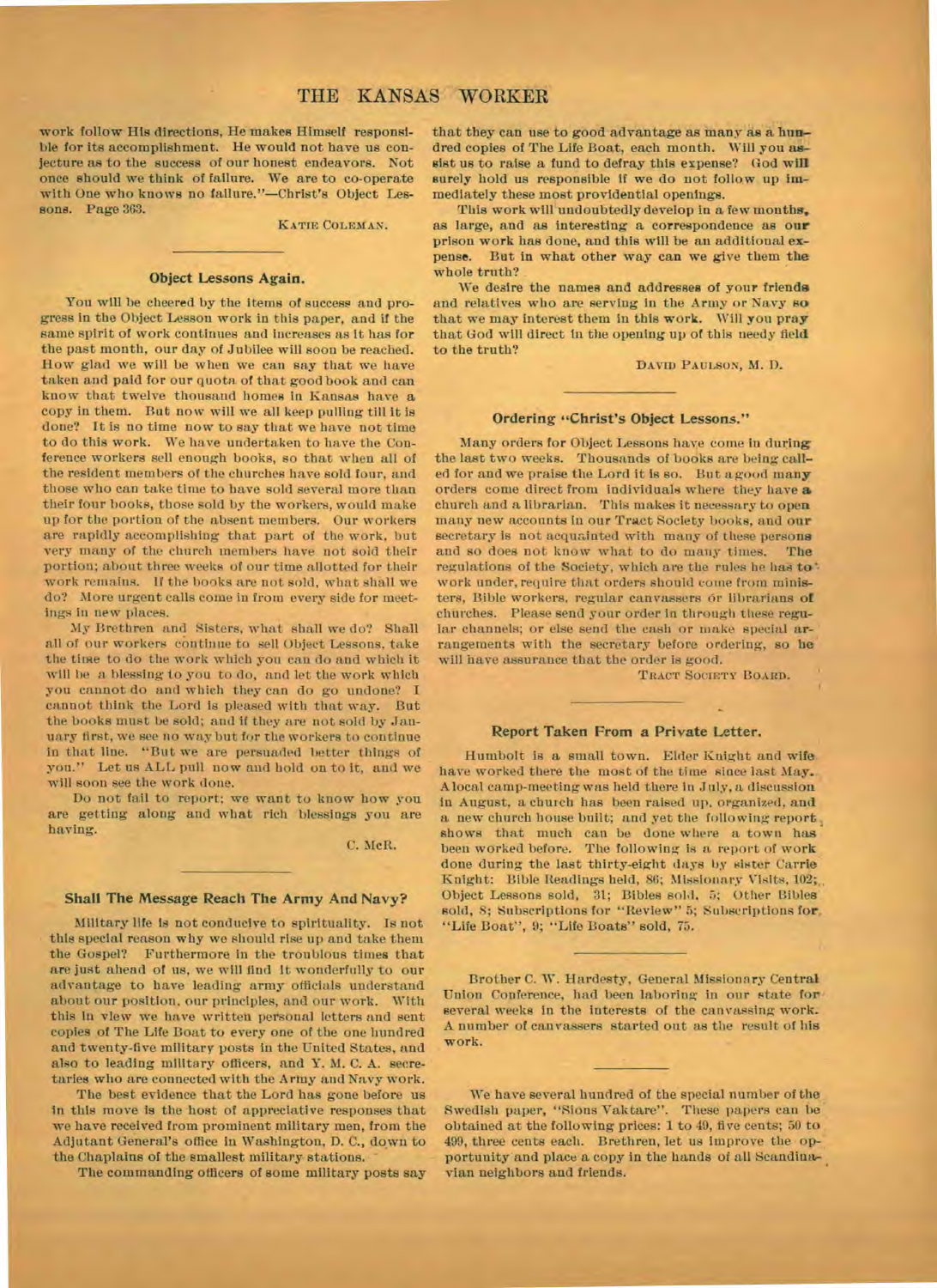work follow His directions, He makes Himself responsible for its accomplishment. He would not have us conjecture as to the success of our honest endeavors. Not once should we think of failure. We are to co-operate with One who knows no failure."—Christ's Object Lessons. Page 363.

KATIE COLEMAN.

## Object Lessons Again.

You will be cheered by the items of success and progress in the Object Lesson work in this paper, and if the same spirit of work continues and increases as it has for the past month, our day of Jubilee will soon be reached. How glad we will be when we can say that we have taken and paid for our quota of that good book and can know that twelve thousand homes in Kansas have a copy in them. But now will we all keep pulling till it is done? It is no time now to say that we have not time to do this work. We have undertaken to have the Conference workers sell enough books, so that when all of the resident members of the churches have sold four, and those who can take time to have sold several more than their four books, those sold by the workers, would make up for the portion of the absent members. Our workers are rapidly accomplishing that part of the work, but very many of the church members have not sold their portion; about three weeks of our time allotted for their work remains. If the books are not sold, what shall we do? More urgent calls come in from every side for meetings in new places.

My Brethren and Sisters, what shall we do? Shall all of our workers continue to sell Object Lessons, take the time to do the work which you can do and which it will be a blessing to you to do, and let the work which you cannot do and which they can do go undone? I cannot think the Lord is pleased with that way. But the books must be sold; and if they are not sold by January first, we see no way but for the workers to continue in that line. "But we are persuaded better things of you." Let us ALL pull now and hold on to it, and we will soon see the work done.

Do not fail to report; we want to know how you are getting along and what rich blessings you are having.

C. McR.

## Shall The Message Reach The Army And Navy?

Military life is not conducive to spirituality. Is not this special reason why we should rise up and take them the Gospel? Furthermore in the troublous times that are just ahead of us, we will find it wonderfully to our advantage to have leading army officials understand about our position, our principles, and our work. With this in view we have written personal letters and sent copies of The Life Boat to every one of the one hundred and twenty-five military posts in the United States, and also to leading military officers, and Y. M. C. A. secretaries who are connected with the Army and Navy work.

The best evidence that the Lord has gone before us in this move is the host of appreciative responses that we have received from prominent military men, from the Adjutant General's office in Washington, D. C., down to the Chaplains of the smallest military stations.

The commanding officers of some military posts say that they can use to good advantage as many as a hundred copies of The Life Boat, each month. Will you assist us to raise a fund to defray this expense? God will surely hold us responsible if we do not follow up immediately these most providential openings.

This work will undoubtedly develop in a few months, as large, and as interesting a correspondence as our prison work has done, and this will be an additional expense. But in what other way can we give them the whole truth?

We desire the names and addresses of your friends and relatives who are serving in the Army or Navy so that we may interest them in this work. Will you pray that God will direct in the opening up of this needy field to the truth?

DAVID PAULSON, M. D.

## Ordering "Christ's Object Lessons."

Many orders for Object Lessons have come in during the last two weeks. Thousands of books are being called for and we praise the Lord it is so. But a good many orders come direct from individuals where they have a church and a librarian. This makes it necessary to open many new accounts in our Tract Society books, and our secretary is not acquainted with many of these persons and so does not know what to do many times. The regulations of the Society, which are the rules he has to work under, require that orders should come from ministers, Bible workers, regular canvassers or librarians of churches. Please send your order in through these regular channels; or else send the cash or make special arrangements with the secretary before ordering, so he will have assurance that the order is good.

TRACT SOCIETY BOARD.

## Report Taken From a Private Letter.

Humbolt is a small town. Elder Knight and wife have worked there the most of the time since last May. A local camp-meeting was held there in July, a discussion in August, a church has been raised up, organized, and a new church house built; and yet the following report shows that much can be done where a town has been worked before. The following is a report of work done during the last thirty-eight days by sister Carrie Knight: Bible Readings held, 86; Missionary Visits, 102; Object Lessons sold, 31; Bibles sold, 5; Other Bibles sold, 8; Subscriptions for "Review" 5; Subscriptions for "Life Boat", 9; "Life Boats" sold, 75.

---

Brother C. W. Hardesty, General Missionary Central Union Conference, had been laboring in our state for several weeks in the interests of the canvassing work. A number of canvassers started out as the result of his work.

---

We have several hundred of the special number of the Swedish paper, "Sions Vaktare". These papers can be obtained at the following prices: 1 to 49, five cents; 50 to 499, three cents each. Brethren, let us improve the opportunity and place a copy in the hands of all Scandinavian neighbors and friends.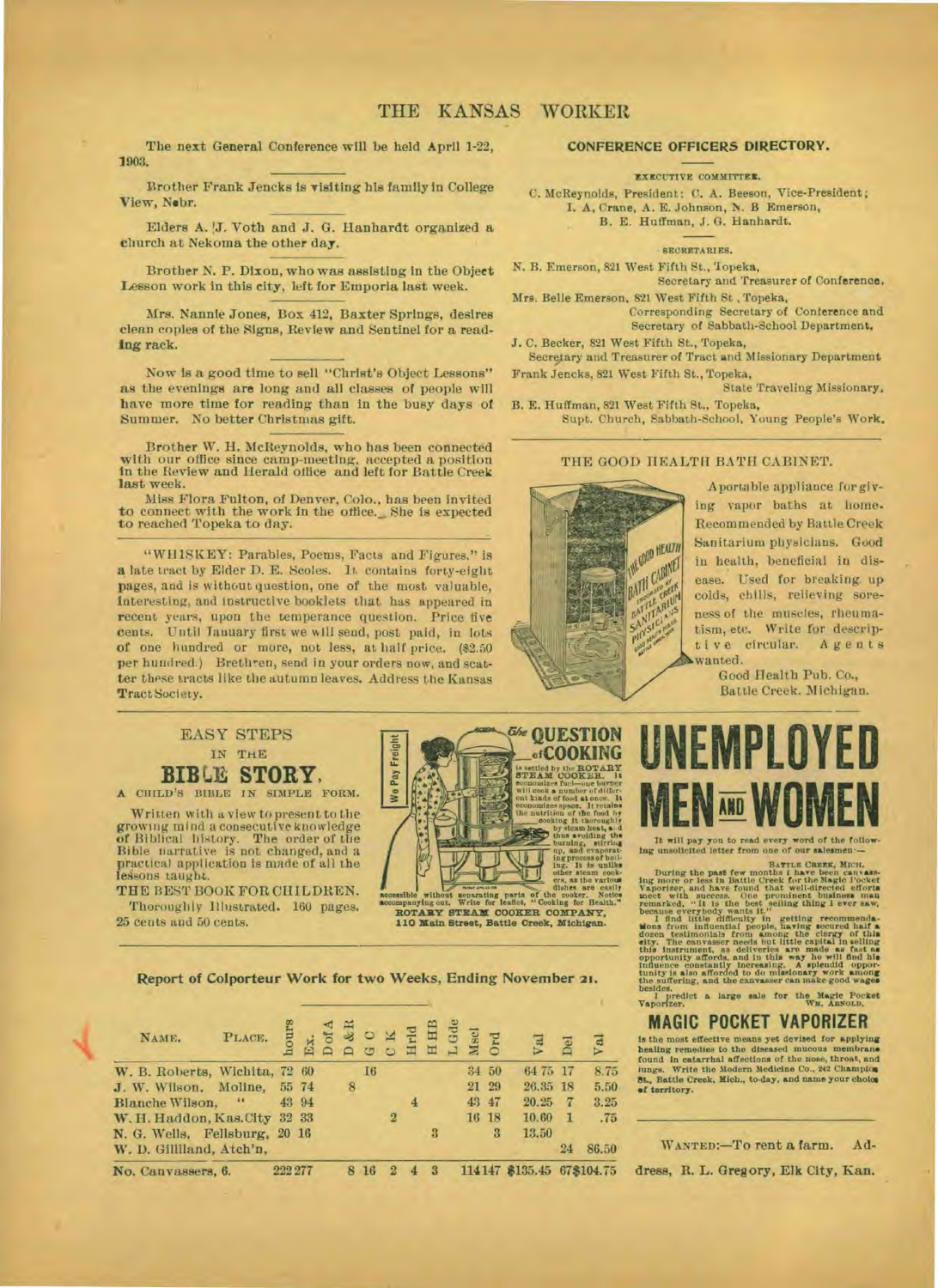The next General Conference will be held April 1-22, 1903.

Brother Frank Jencks is visiting his family in College View, Nebr.

Elders A. J. Voth and J. G. Hanhardt organized a church at Nekoma the other day.

Brother N. P. Dixon, who was assisting in the Object Lesson work in this city, left for Emporia last week.

Mrs. Nannie Jones, Box 412, Baxter Springs, desires clean copies of the Signs, Review and Sentinel for a reading rack.

Now is a good time to sell "Christ's Object Lessons" as the evenings are long and all classes of people will have more time for reading than in the busy days of Summer. No better Christmas gift.

Brother W. H. McReynolds, who has been connected with our office since camp-meeting, accepted a position in the Review and Herald office and left for Battle Creek last week.

Miss Flora Fulton, of Denver, Colo., has been invited to connect with the work in the office. She is expected to reached Topeka to day.

"WHISKEY: Parables, Poems, Facts and Figures." is a late tract by Elder D. E. Scoles. It contains forty-eight pages, and is without question, one of the most valuable, interesting, and instructive booklets that has appeared in recent years, upon the temperance question. Price five cents. Until January first we will send, post paid, in lots of one hundred or more, not less, at half price. ($2.50 per hundred.) Brethren, send in your orders now, and scatter these tracts like the autumn leaves. Address the Kansas Tract Society.

## CONFERENCE OFFICERS DIRECTORY.

**EXECUTIVE COMMITTEE.**

C. McReynolds, President; C. A. Beeson, Vice-President; I. A. Crane, A. E. Johnson, N. B. Emerson, B. E. Huffman, J. G. Hanhardt.

**SECRETARIES.**

N. B. Emerson, 821 West Fifth St., Topeka, Secretary and Treasurer of Conference.

Mrs. Belle Emerson, 821 West Fifth St., Topeka, Corresponding Secretary of Conference and Secretary of Sabbath-School Department.

J. C. Becker, 821 West Fifth St., Topeka, Secretary and Treasurer of Tract and Missionary Department

Frank Jencks, 821 West Fifth St., Topeka, State Traveling Missionary.

B. E. Huffman, 821 West Fifth St., Topeka, Supt. Church, Sabbath-School, Young People's Work.

## THE GOOD HEALTH BATH CABINET.

A portable appliance for giving vapor baths at home. Recommended by Battle Creek Sanitarium physicians. Good in health, beneficial in disease. Used for breaking up colds, chills, relieving soreness of the muscles, rheumatism, etc. Write for descriptive circular. Agents wanted.

Good Health Pub. Co.,
Battle Creek, Michigan.

## EASY STEPS IN THE BIBLE STORY,

A CHILD'S BIBLE IN SIMPLE FORM.

Written with a view to present to the growing mind a consecutive knowledge of Biblical history. The order of the Bible narrative is not changed, and a practical application is made of all the lessons taught.

THE BEST BOOK FOR CHILDREN.

Thoroughly Illustrated. 160 pages. 25 cents and 50 cents.

## The QUESTION of COOKING

We Pay Freight

is settled by the ROTARY STEAM COOKER. It economizes fuel—one burner will cook a number of different kinds of food at once. It economizes space. It retains the nutrition of the food by cooking it thoroughly by steam heat, and thus avoiding the burning, stirring up, and evaporating process of boiling. It is unlike other steam cookers, as the various dishes are easily accessible without separating parts of the cooker. Notice accompanying cut. Write for leaflet, "Cooking for Health."

ROTARY STEAM COOKER COMPANY,
110 Main Street, Battle Creek, Michigan.

## UNEMPLOYED MEN AND WOMEN

It will pay you to read every word of the following unsolicited letter from one of our salesmen:—

BATTLE CREEK, MICH.

During the past few months I have been canvassing more or less in Battle Creek for the Magic Pocket Vaporizer, and have found that well-directed efforts meet with success. One prominent business man remarked, "It is the best selling thing I ever saw, because everybody wants it."

I find little difficulty in getting recommendations from influential people, having secured half a dozen testimonials from among the clergy of this city. The canvasser needs but little capital in selling this instrument, as deliveries are made as fast as opportunity affords, and in this way he will find his influence constantly increasing. A splendid opportunity is also afforded to do missionary work among the suffering, and the canvasser can make good wages besides.

I predict a large sale for the Magic Pocket Vaporizer. WM. ARNOLD.

## MAGIC POCKET VAPORIZER

is the most effective means yet devised for applying healing remedies to the diseased mucous membrane found in catarrhal affections of the nose, throat, and lungs. Write the Modern Medicine Co., 242 Champion St., Battle Creek, Mich., to-day, and name your choice of territory.

## Report of Colporteur Work for two Weeks, Ending November 21.

| NAME. | PLACE. | hours | Ex. | D of A | D & R | G C | C K | H rld | H H B | L Gde | Mscl | Ord | Val | Del | Val |
|---|---|---|---|---|---|---|---|---|---|---|---|---|---|---|---|
| W. B. Roberts, | Wichita, | 72 | 60 | | | 16 | | | | | 34 | 50 | 64 75 | 17 | 8.75 |
| J. W. Wilson, | Moline, | 55 | 74 | | 8 | | | | | | 21 | 29 | 26.35 | 18 | 5.50 |
| Blanche Wilson, | " | 43 | 94 | | | | | 4 | | | 43 | 47 | 20.25 | 7 | 3.25 |
| W. H. Haddon, | Kas. City | 32 | 33 | | | | 2 | | | | 16 | 18 | 10.60 | 1 | .75 |
| N. G. Wells, | Fellsburg, | 20 | 16 | | | | | | 3 | | | 3 | 13.50 | | |
| W. D. Gilliland, | Atch'n, | | | | | | | | | | | | | 24 | 86.50 |
| No. Canvassers, 6. | | 222 | 277 | | 8 | 16 | 2 | 4 | 3 | | 114 | 147 | $135.45 | 67 | $104.75 |

WANTED:—To rent a farm. Address, R. L. Gregory, Elk City, Kan.